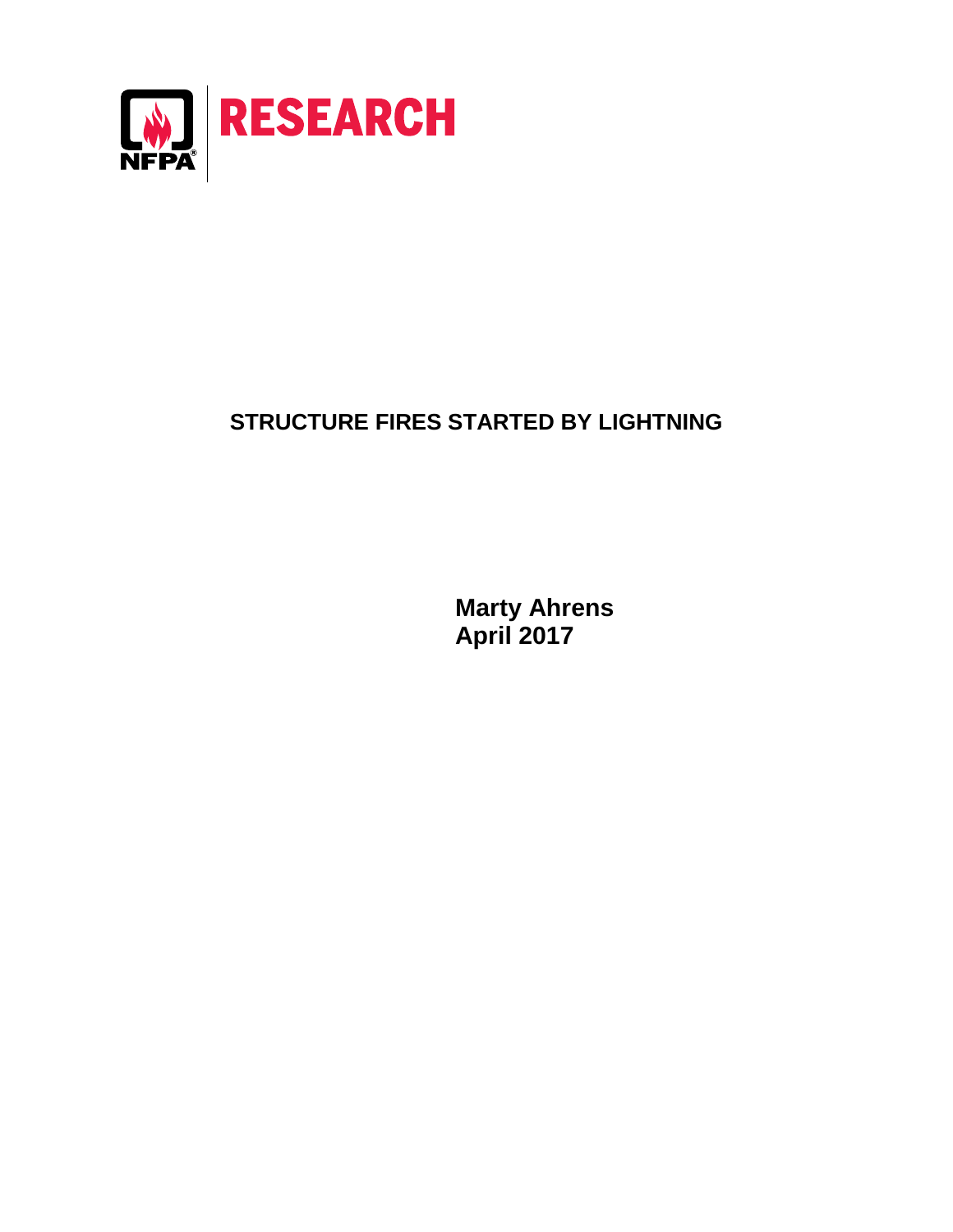NFPA RESEARCH

# STRUCTURE FIRES STARTED BY LIGHTNING

**Marty Ahrens**
**April 2017**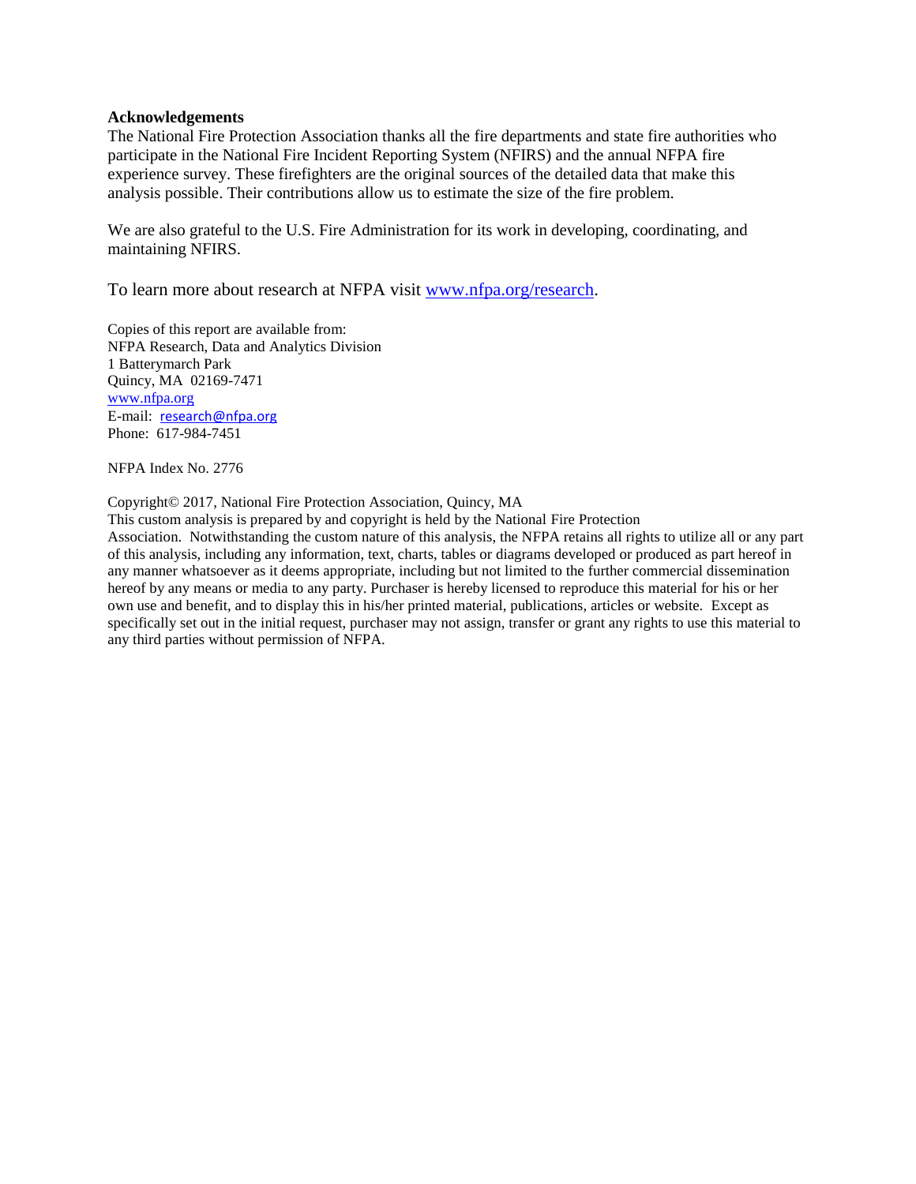**Acknowledgements**

The National Fire Protection Association thanks all the fire departments and state fire authorities who participate in the National Fire Incident Reporting System (NFIRS) and the annual NFPA fire experience survey. These firefighters are the original sources of the detailed data that make this analysis possible. Their contributions allow us to estimate the size of the fire problem.

We are also grateful to the U.S. Fire Administration for its work in developing, coordinating, and maintaining NFIRS.

To learn more about research at NFPA visit [www.nfpa.org/research](www.nfpa.org/research).

Copies of this report are available from:
NFPA Research, Data and Analytics Division
1 Batterymarch Park
Quincy, MA 02169-7471
[www.nfpa.org](www.nfpa.org)
E-mail: [research@nfpa.org](mailto:research@nfpa.org)
Phone: 617-984-7451

NFPA Index No. 2776

Copyright© 2017, National Fire Protection Association, Quincy, MA
This custom analysis is prepared by and copyright is held by the National Fire Protection Association. Notwithstanding the custom nature of this analysis, the NFPA retains all rights to utilize all or any part of this analysis, including any information, text, charts, tables or diagrams developed or produced as part hereof in any manner whatsoever as it deems appropriate, including but not limited to the further commercial dissemination hereof by any means or media to any party. Purchaser is hereby licensed to reproduce this material for his or her own use and benefit, and to display this in his/her printed material, publications, articles or website. Except as specifically set out in the initial request, purchaser may not assign, transfer or grant any rights to use this material to any third parties without permission of NFPA.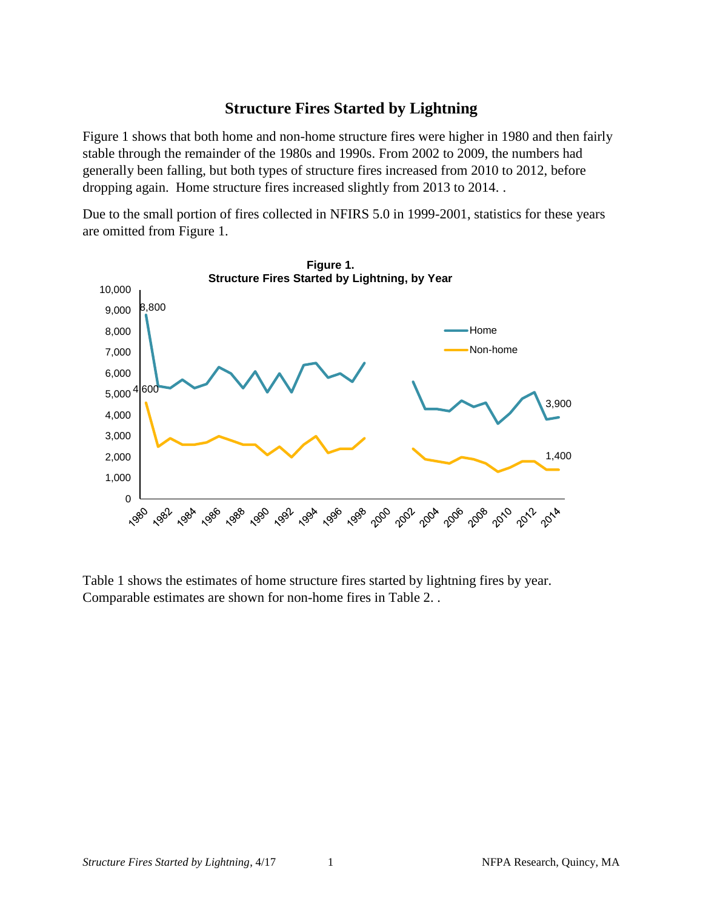## Structure Fires Started by Lightning

Figure 1 shows that both home and non-home structure fires were higher in 1980 and then fairly stable through the remainder of the 1980s and 1990s. From 2002 to 2009, the numbers had generally been falling, but both types of structure fires increased from 2010 to 2012, before dropping again. Home structure fires increased slightly from 2013 to 2014. .

Due to the small portion of fires collected in NFIRS 5.0 in 1999-2001, statistics for these years are omitted from Figure 1.

**Figure 1.**
**Structure Fires Started by Lightning, by Year**

Table 1 shows the estimates of home structure fires started by lightning fires by year. Comparable estimates are shown for non-home fires in Table 2. .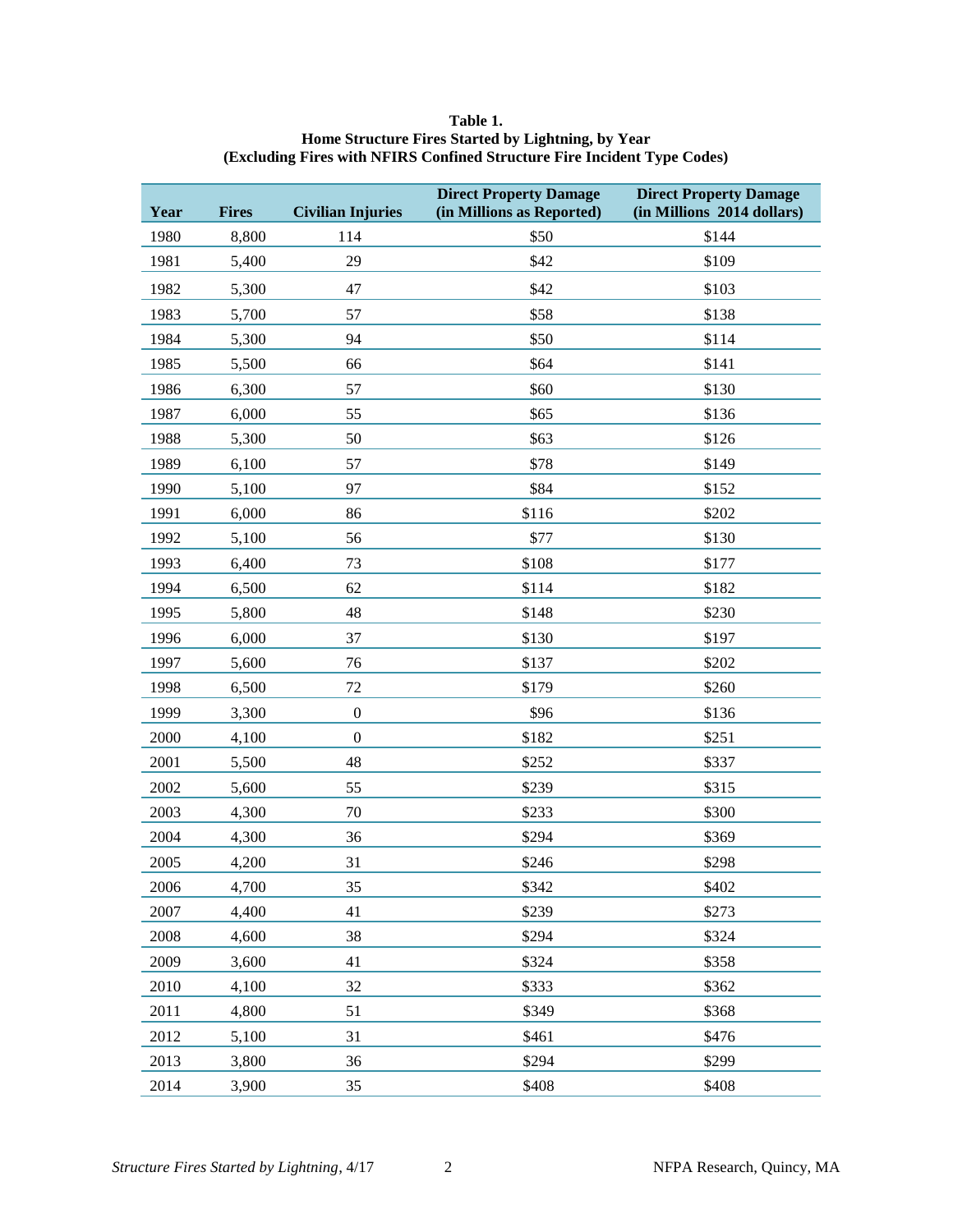**Table 1.**
**Home Structure Fires Started by Lightning, by Year**
**(Excluding Fires with NFIRS Confined Structure Fire Incident Type Codes)**

| Year | Fires | Civilian Injuries | Direct Property Damage (in Millions as Reported) | Direct Property Damage (in Millions 2014 dollars) |
|---|---|---|---|---|
| 1980 | 8,800 | 114 | $50 | $144 |
| 1981 | 5,400 | 29 | $42 | $109 |
| 1982 | 5,300 | 47 | $42 | $103 |
| 1983 | 5,700 | 57 | $58 | $138 |
| 1984 | 5,300 | 94 | $50 | $114 |
| 1985 | 5,500 | 66 | $64 | $141 |
| 1986 | 6,300 | 57 | $60 | $130 |
| 1987 | 6,000 | 55 | $65 | $136 |
| 1988 | 5,300 | 50 | $63 | $126 |
| 1989 | 6,100 | 57 | $78 | $149 |
| 1990 | 5,100 | 97 | $84 | $152 |
| 1991 | 6,000 | 86 | $116 | $202 |
| 1992 | 5,100 | 56 | $77 | $130 |
| 1993 | 6,400 | 73 | $108 | $177 |
| 1994 | 6,500 | 62 | $114 | $182 |
| 1995 | 5,800 | 48 | $148 | $230 |
| 1996 | 6,000 | 37 | $130 | $197 |
| 1997 | 5,600 | 76 | $137 | $202 |
| 1998 | 6,500 | 72 | $179 | $260 |
| 1999 | 3,300 | 0 | $96 | $136 |
| 2000 | 4,100 | 0 | $182 | $251 |
| 2001 | 5,500 | 48 | $252 | $337 |
| 2002 | 5,600 | 55 | $239 | $315 |
| 2003 | 4,300 | 70 | $233 | $300 |
| 2004 | 4,300 | 36 | $294 | $369 |
| 2005 | 4,200 | 31 | $246 | $298 |
| 2006 | 4,700 | 35 | $342 | $402 |
| 2007 | 4,400 | 41 | $239 | $273 |
| 2008 | 4,600 | 38 | $294 | $324 |
| 2009 | 3,600 | 41 | $324 | $358 |
| 2010 | 4,100 | 32 | $333 | $362 |
| 2011 | 4,800 | 51 | $349 | $368 |
| 2012 | 5,100 | 31 | $461 | $476 |
| 2013 | 3,800 | 36 | $294 | $299 |
| 2014 | 3,900 | 35 | $408 | $408 |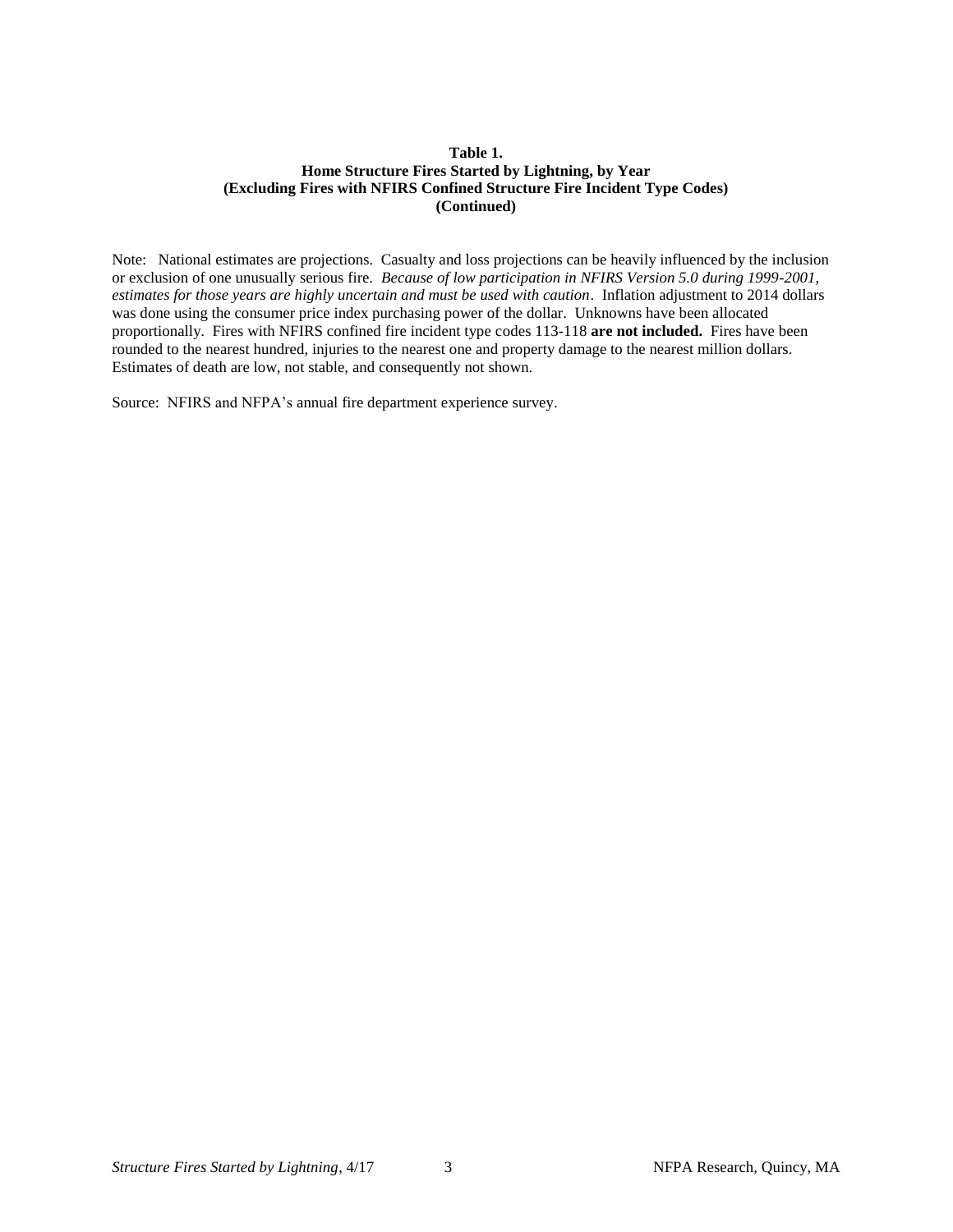**Table 1.**
**Home Structure Fires Started by Lightning, by Year**
**(Excluding Fires with NFIRS Confined Structure Fire Incident Type Codes)**
**(Continued)**

Note: National estimates are projections. Casualty and loss projections can be heavily influenced by the inclusion or exclusion of one unusually serious fire. *Because of low participation in NFIRS Version 5.0 during 1999-2001, estimates for those years are highly uncertain and must be used with caution*. Inflation adjustment to 2014 dollars was done using the consumer price index purchasing power of the dollar. Unknowns have been allocated proportionally. Fires with NFIRS confined fire incident type codes 113-118 **are not included.** Fires have been rounded to the nearest hundred, injuries to the nearest one and property damage to the nearest million dollars. Estimates of death are low, not stable, and consequently not shown.

Source: NFIRS and NFPA's annual fire department experience survey.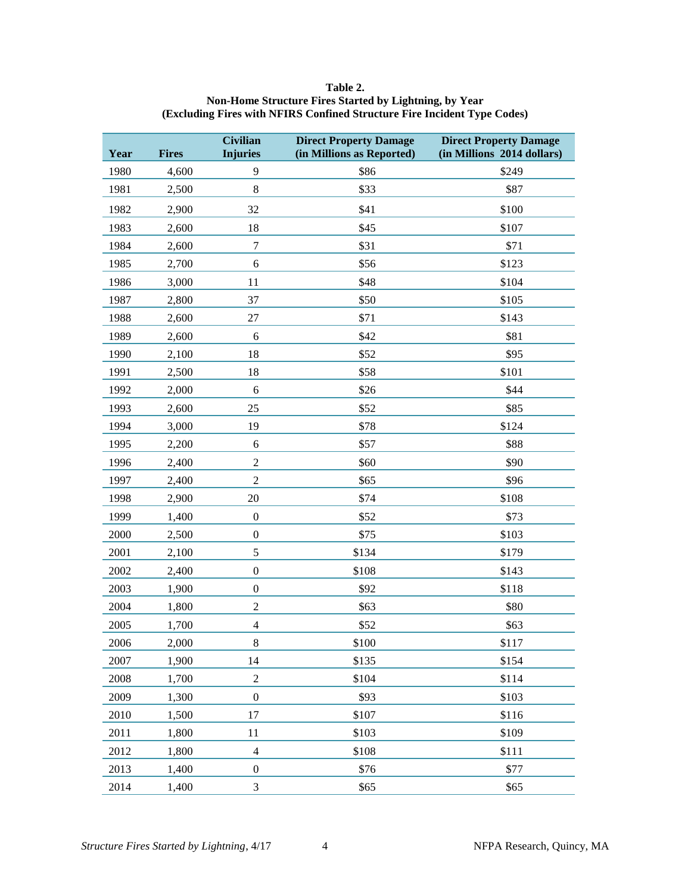**Table 2.**
**Non-Home Structure Fires Started by Lightning, by Year**
**(Excluding Fires with NFIRS Confined Structure Fire Incident Type Codes)**

| Year | Fires | Civilian Injuries | Direct Property Damage (in Millions as Reported) | Direct Property Damage (in Millions 2014 dollars) |
|---|---|---|---|---|
| 1980 | 4,600 | 9 | $86 | $249 |
| 1981 | 2,500 | 8 | $33 | $87 |
| 1982 | 2,900 | 32 | $41 | $100 |
| 1983 | 2,600 | 18 | $45 | $107 |
| 1984 | 2,600 | 7 | $31 | $71 |
| 1985 | 2,700 | 6 | $56 | $123 |
| 1986 | 3,000 | 11 | $48 | $104 |
| 1987 | 2,800 | 37 | $50 | $105 |
| 1988 | 2,600 | 27 | $71 | $143 |
| 1989 | 2,600 | 6 | $42 | $81 |
| 1990 | 2,100 | 18 | $52 | $95 |
| 1991 | 2,500 | 18 | $58 | $101 |
| 1992 | 2,000 | 6 | $26 | $44 |
| 1993 | 2,600 | 25 | $52 | $85 |
| 1994 | 3,000 | 19 | $78 | $124 |
| 1995 | 2,200 | 6 | $57 | $88 |
| 1996 | 2,400 | 2 | $60 | $90 |
| 1997 | 2,400 | 2 | $65 | $96 |
| 1998 | 2,900 | 20 | $74 | $108 |
| 1999 | 1,400 | 0 | $52 | $73 |
| 2000 | 2,500 | 0 | $75 | $103 |
| 2001 | 2,100 | 5 | $134 | $179 |
| 2002 | 2,400 | 0 | $108 | $143 |
| 2003 | 1,900 | 0 | $92 | $118 |
| 2004 | 1,800 | 2 | $63 | $80 |
| 2005 | 1,700 | 4 | $52 | $63 |
| 2006 | 2,000 | 8 | $100 | $117 |
| 2007 | 1,900 | 14 | $135 | $154 |
| 2008 | 1,700 | 2 | $104 | $114 |
| 2009 | 1,300 | 0 | $93 | $103 |
| 2010 | 1,500 | 17 | $107 | $116 |
| 2011 | 1,800 | 11 | $103 | $109 |
| 2012 | 1,800 | 4 | $108 | $111 |
| 2013 | 1,400 | 0 | $76 | $77 |
| 2014 | 1,400 | 3 | $65 | $65 |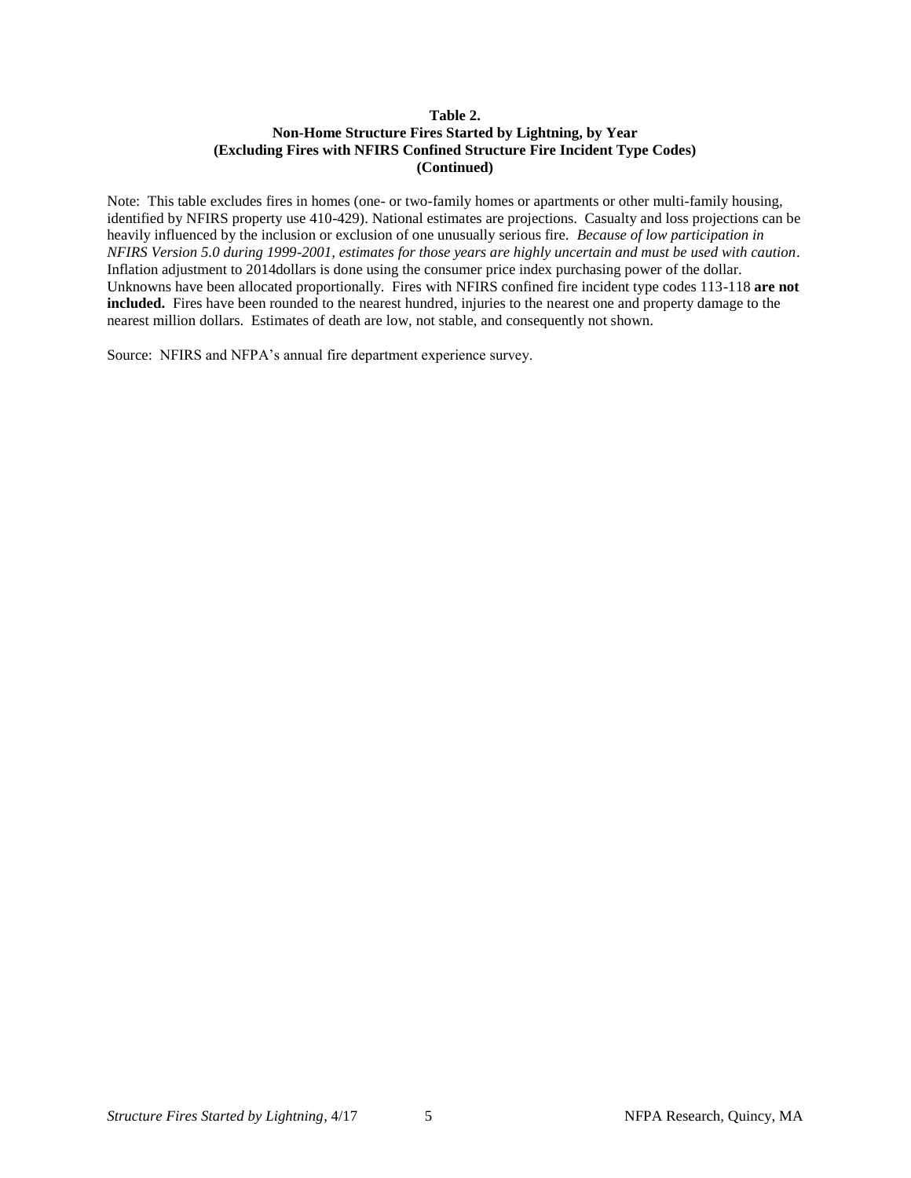**Table 2.**
**Non-Home Structure Fires Started by Lightning, by Year**
**(Excluding Fires with NFIRS Confined Structure Fire Incident Type Codes)**
**(Continued)**

Note: This table excludes fires in homes (one- or two-family homes or apartments or other multi-family housing, identified by NFIRS property use 410-429). National estimates are projections. Casualty and loss projections can be heavily influenced by the inclusion or exclusion of one unusually serious fire. *Because of low participation in NFIRS Version 5.0 during 1999-2001, estimates for those years are highly uncertain and must be used with caution*. Inflation adjustment to 2014dollars is done using the consumer price index purchasing power of the dollar. Unknowns have been allocated proportionally. Fires with NFIRS confined fire incident type codes 113-118 **are not included.** Fires have been rounded to the nearest hundred, injuries to the nearest one and property damage to the nearest million dollars. Estimates of death are low, not stable, and consequently not shown.

Source: NFIRS and NFPA's annual fire department experience survey.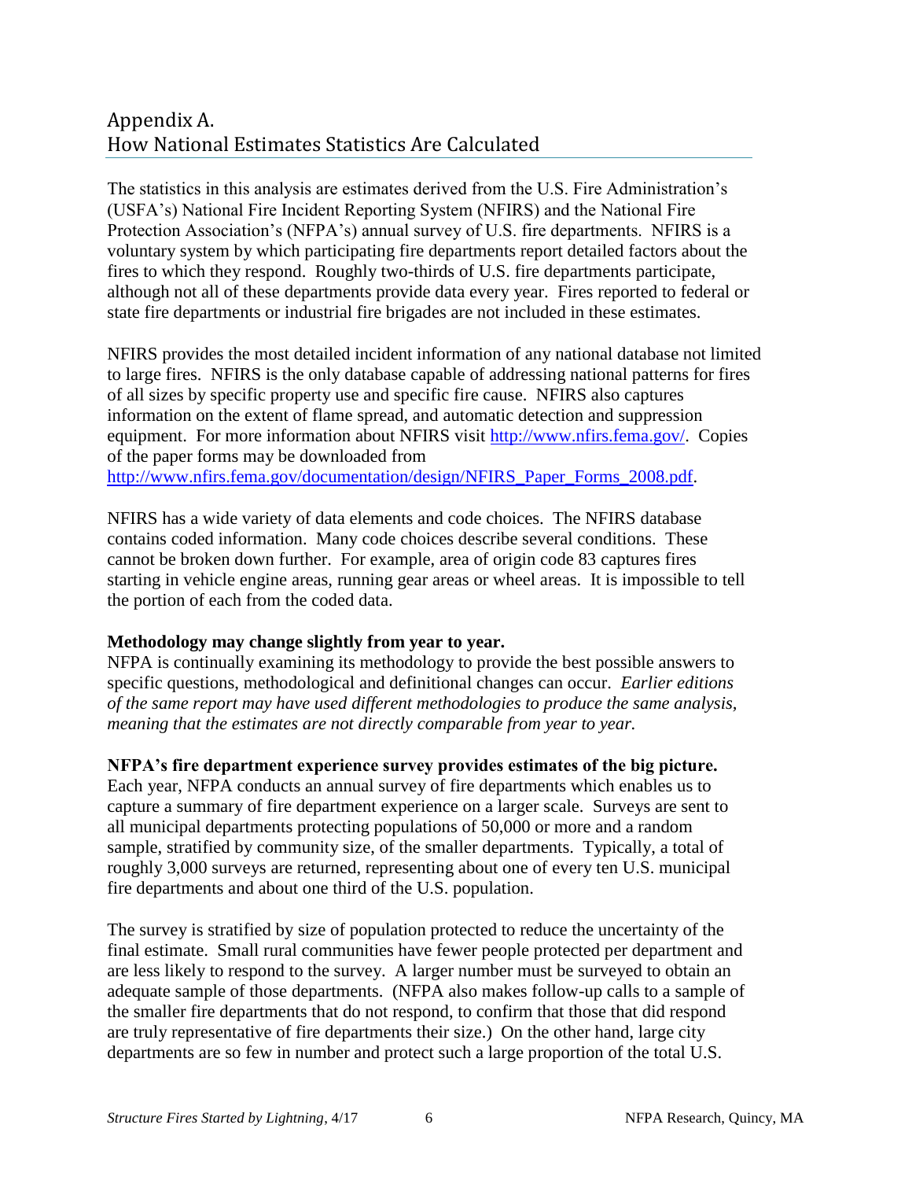## Appendix A.
## How National Estimates Statistics Are Calculated

The statistics in this analysis are estimates derived from the U.S. Fire Administration's (USFA's) National Fire Incident Reporting System (NFIRS) and the National Fire Protection Association's (NFPA's) annual survey of U.S. fire departments. NFIRS is a voluntary system by which participating fire departments report detailed factors about the fires to which they respond. Roughly two-thirds of U.S. fire departments participate, although not all of these departments provide data every year. Fires reported to federal or state fire departments or industrial fire brigades are not included in these estimates.

NFIRS provides the most detailed incident information of any national database not limited to large fires. NFIRS is the only database capable of addressing national patterns for fires of all sizes by specific property use and specific fire cause. NFIRS also captures information on the extent of flame spread, and automatic detection and suppression equipment. For more information about NFIRS visit http://www.nfirs.fema.gov/. Copies of the paper forms may be downloaded from http://www.nfirs.fema.gov/documentation/design/NFIRS_Paper_Forms_2008.pdf.

NFIRS has a wide variety of data elements and code choices. The NFIRS database contains coded information. Many code choices describe several conditions. These cannot be broken down further. For example, area of origin code 83 captures fires starting in vehicle engine areas, running gear areas or wheel areas. It is impossible to tell the portion of each from the coded data.

**Methodology may change slightly from year to year.**
NFPA is continually examining its methodology to provide the best possible answers to specific questions, methodological and definitional changes can occur. *Earlier editions of the same report may have used different methodologies to produce the same analysis, meaning that the estimates are not directly comparable from year to year.*

**NFPA's fire department experience survey provides estimates of the big picture.**
Each year, NFPA conducts an annual survey of fire departments which enables us to capture a summary of fire department experience on a larger scale. Surveys are sent to all municipal departments protecting populations of 50,000 or more and a random sample, stratified by community size, of the smaller departments. Typically, a total of roughly 3,000 surveys are returned, representing about one of every ten U.S. municipal fire departments and about one third of the U.S. population.

The survey is stratified by size of population protected to reduce the uncertainty of the final estimate. Small rural communities have fewer people protected per department and are less likely to respond to the survey. A larger number must be surveyed to obtain an adequate sample of those departments. (NFPA also makes follow-up calls to a sample of the smaller fire departments that do not respond, to confirm that those that did respond are truly representative of fire departments their size.) On the other hand, large city departments are so few in number and protect such a large proportion of the total U.S.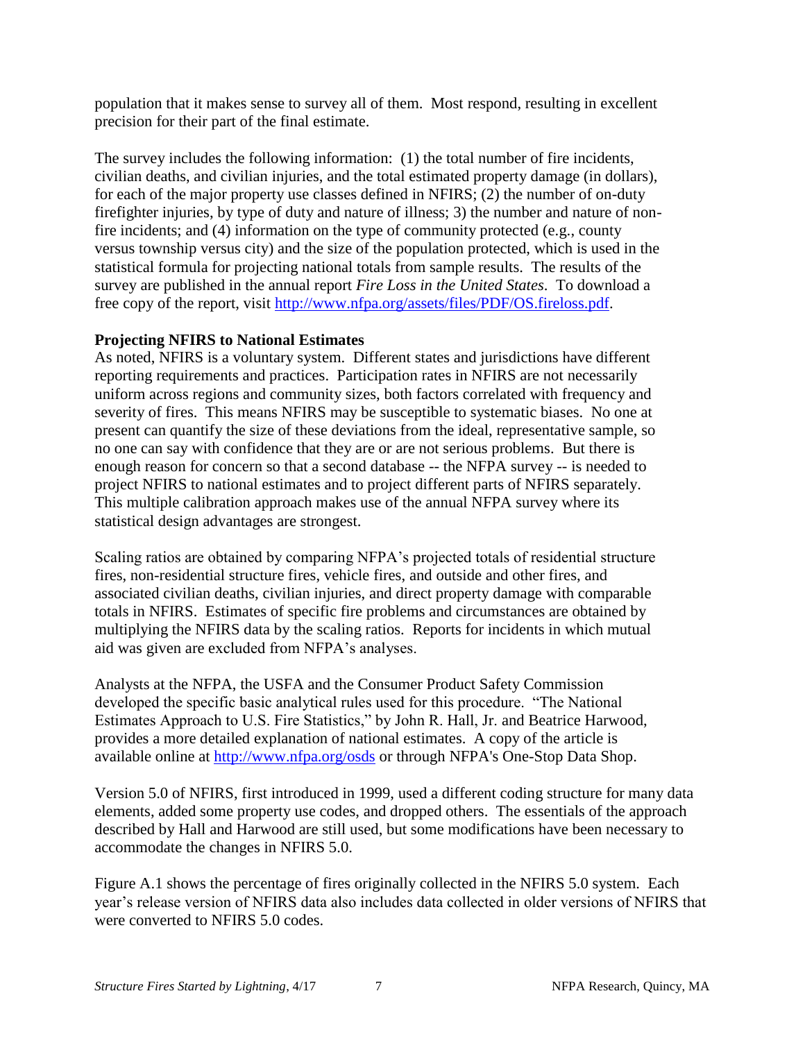population that it makes sense to survey all of them. Most respond, resulting in excellent precision for their part of the final estimate.

The survey includes the following information: (1) the total number of fire incidents, civilian deaths, and civilian injuries, and the total estimated property damage (in dollars), for each of the major property use classes defined in NFIRS; (2) the number of on-duty firefighter injuries, by type of duty and nature of illness; 3) the number and nature of non-fire incidents; and (4) information on the type of community protected (e.g., county versus township versus city) and the size of the population protected, which is used in the statistical formula for projecting national totals from sample results. The results of the survey are published in the annual report *Fire Loss in the United States*. To download a free copy of the report, visit [http://www.nfpa.org/assets/files/PDF/OS.fireloss.pdf](http://www.nfpa.org/assets/files/PDF/OS.fireloss.pdf).

**Projecting NFIRS to National Estimates**

As noted, NFIRS is a voluntary system. Different states and jurisdictions have different reporting requirements and practices. Participation rates in NFIRS are not necessarily uniform across regions and community sizes, both factors correlated with frequency and severity of fires. This means NFIRS may be susceptible to systematic biases. No one at present can quantify the size of these deviations from the ideal, representative sample, so no one can say with confidence that they are or are not serious problems. But there is enough reason for concern so that a second database -- the NFPA survey -- is needed to project NFIRS to national estimates and to project different parts of NFIRS separately. This multiple calibration approach makes use of the annual NFPA survey where its statistical design advantages are strongest.

Scaling ratios are obtained by comparing NFPA's projected totals of residential structure fires, non-residential structure fires, vehicle fires, and outside and other fires, and associated civilian deaths, civilian injuries, and direct property damage with comparable totals in NFIRS. Estimates of specific fire problems and circumstances are obtained by multiplying the NFIRS data by the scaling ratios. Reports for incidents in which mutual aid was given are excluded from NFPA's analyses.

Analysts at the NFPA, the USFA and the Consumer Product Safety Commission developed the specific basic analytical rules used for this procedure. "The National Estimates Approach to U.S. Fire Statistics," by John R. Hall, Jr. and Beatrice Harwood, provides a more detailed explanation of national estimates. A copy of the article is available online at [http://www.nfpa.org/osds](http://www.nfpa.org/osds) or through NFPA's One-Stop Data Shop.

Version 5.0 of NFIRS, first introduced in 1999, used a different coding structure for many data elements, added some property use codes, and dropped others. The essentials of the approach described by Hall and Harwood are still used, but some modifications have been necessary to accommodate the changes in NFIRS 5.0.

Figure A.1 shows the percentage of fires originally collected in the NFIRS 5.0 system. Each year's release version of NFIRS data also includes data collected in older versions of NFIRS that were converted to NFIRS 5.0 codes.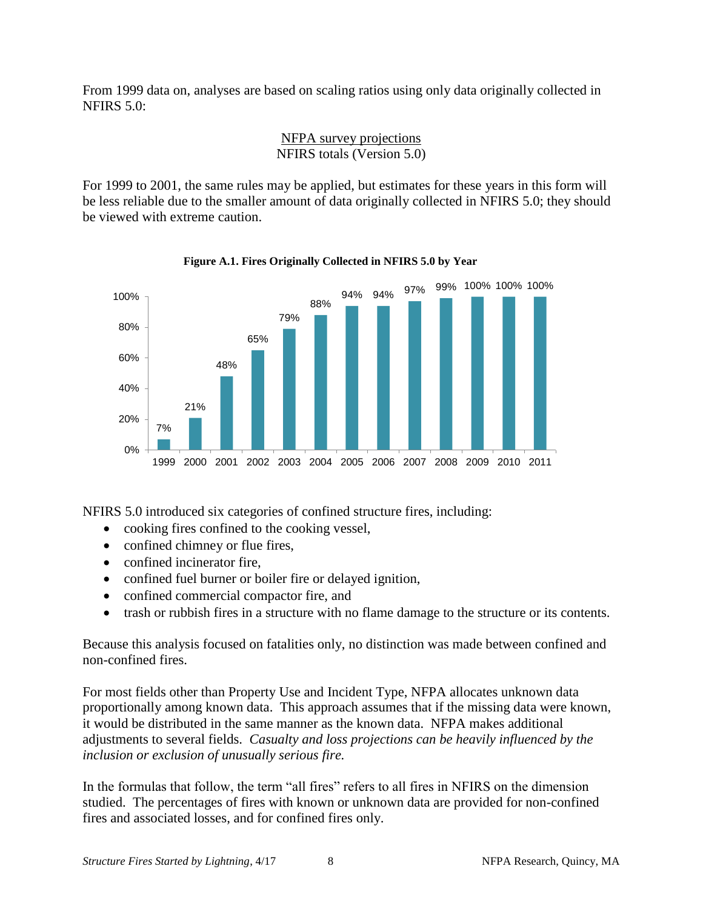From 1999 data on, analyses are based on scaling ratios using only data originally collected in NFIRS 5.0:

$$\frac{\text{NFPA survey projections}}{\text{NFIRS totals (Version 5.0)}}$$

For 1999 to 2001, the same rules may be applied, but estimates for these years in this form will be less reliable due to the smaller amount of data originally collected in NFIRS 5.0; they should be viewed with extreme caution.

**Figure A.1. Fires Originally Collected in NFIRS 5.0 by Year**

| Year | 1999 | 2000 | 2001 | 2002 | 2003 | 2004 | 2005 | 2006 | 2007 | 2008 | 2009 | 2010 | 2011 |
|---|---|---|---|---|---|---|---|---|---|---|---|---|---|
| Percent | 7% | 21% | 48% | 65% | 79% | 88% | 94% | 94% | 97% | 99% | 100% | 100% | 100% |

NFIRS 5.0 introduced six categories of confined structure fires, including:

- cooking fires confined to the cooking vessel,
- confined chimney or flue fires,
- confined incinerator fire,
- confined fuel burner or boiler fire or delayed ignition,
- confined commercial compactor fire, and
- trash or rubbish fires in a structure with no flame damage to the structure or its contents.

Because this analysis focused on fatalities only, no distinction was made between confined and non-confined fires.

For most fields other than Property Use and Incident Type, NFPA allocates unknown data proportionally among known data. This approach assumes that if the missing data were known, it would be distributed in the same manner as the known data. NFPA makes additional adjustments to several fields. *Casualty and loss projections can be heavily influenced by the inclusion or exclusion of unusually serious fire.*

In the formulas that follow, the term "all fires" refers to all fires in NFIRS on the dimension studied. The percentages of fires with known or unknown data are provided for non-confined fires and associated losses, and for confined fires only.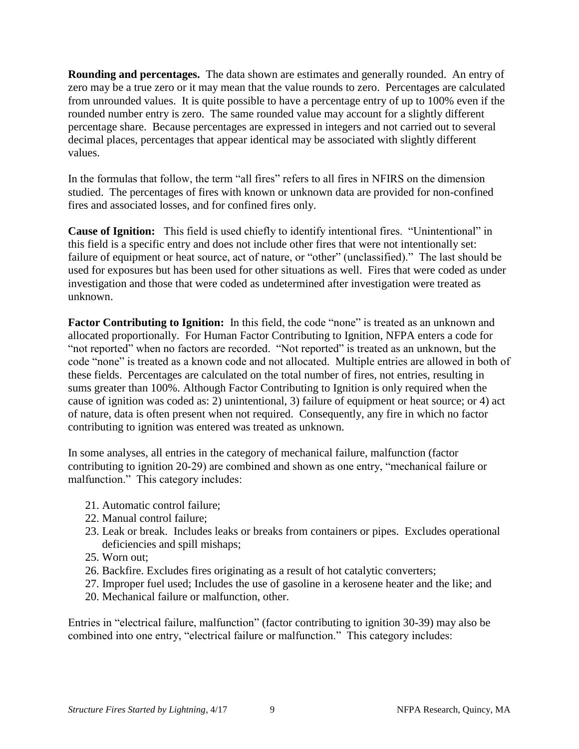**Rounding and percentages.** The data shown are estimates and generally rounded. An entry of zero may be a true zero or it may mean that the value rounds to zero. Percentages are calculated from unrounded values. It is quite possible to have a percentage entry of up to 100% even if the rounded number entry is zero. The same rounded value may account for a slightly different percentage share. Because percentages are expressed in integers and not carried out to several decimal places, percentages that appear identical may be associated with slightly different values.

In the formulas that follow, the term "all fires" refers to all fires in NFIRS on the dimension studied. The percentages of fires with known or unknown data are provided for non-confined fires and associated losses, and for confined fires only.

**Cause of Ignition:** This field is used chiefly to identify intentional fires. "Unintentional" in this field is a specific entry and does not include other fires that were not intentionally set: failure of equipment or heat source, act of nature, or "other" (unclassified)." The last should be used for exposures but has been used for other situations as well. Fires that were coded as under investigation and those that were coded as undetermined after investigation were treated as unknown.

**Factor Contributing to Ignition:** In this field, the code "none" is treated as an unknown and allocated proportionally. For Human Factor Contributing to Ignition, NFPA enters a code for "not reported" when no factors are recorded. "Not reported" is treated as an unknown, but the code "none" is treated as a known code and not allocated. Multiple entries are allowed in both of these fields. Percentages are calculated on the total number of fires, not entries, resulting in sums greater than 100%. Although Factor Contributing to Ignition is only required when the cause of ignition was coded as: 2) unintentional, 3) failure of equipment or heat source; or 4) act of nature, data is often present when not required. Consequently, any fire in which no factor contributing to ignition was entered was treated as unknown.

In some analyses, all entries in the category of mechanical failure, malfunction (factor contributing to ignition 20-29) are combined and shown as one entry, "mechanical failure or malfunction." This category includes:

- 21. Automatic control failure;
- 22. Manual control failure;
- 23. Leak or break. Includes leaks or breaks from containers or pipes. Excludes operational deficiencies and spill mishaps;
- 25. Worn out;
- 26. Backfire. Excludes fires originating as a result of hot catalytic converters;
- 27. Improper fuel used; Includes the use of gasoline in a kerosene heater and the like; and
- 20. Mechanical failure or malfunction, other.

Entries in "electrical failure, malfunction" (factor contributing to ignition 30-39) may also be combined into one entry, "electrical failure or malfunction." This category includes: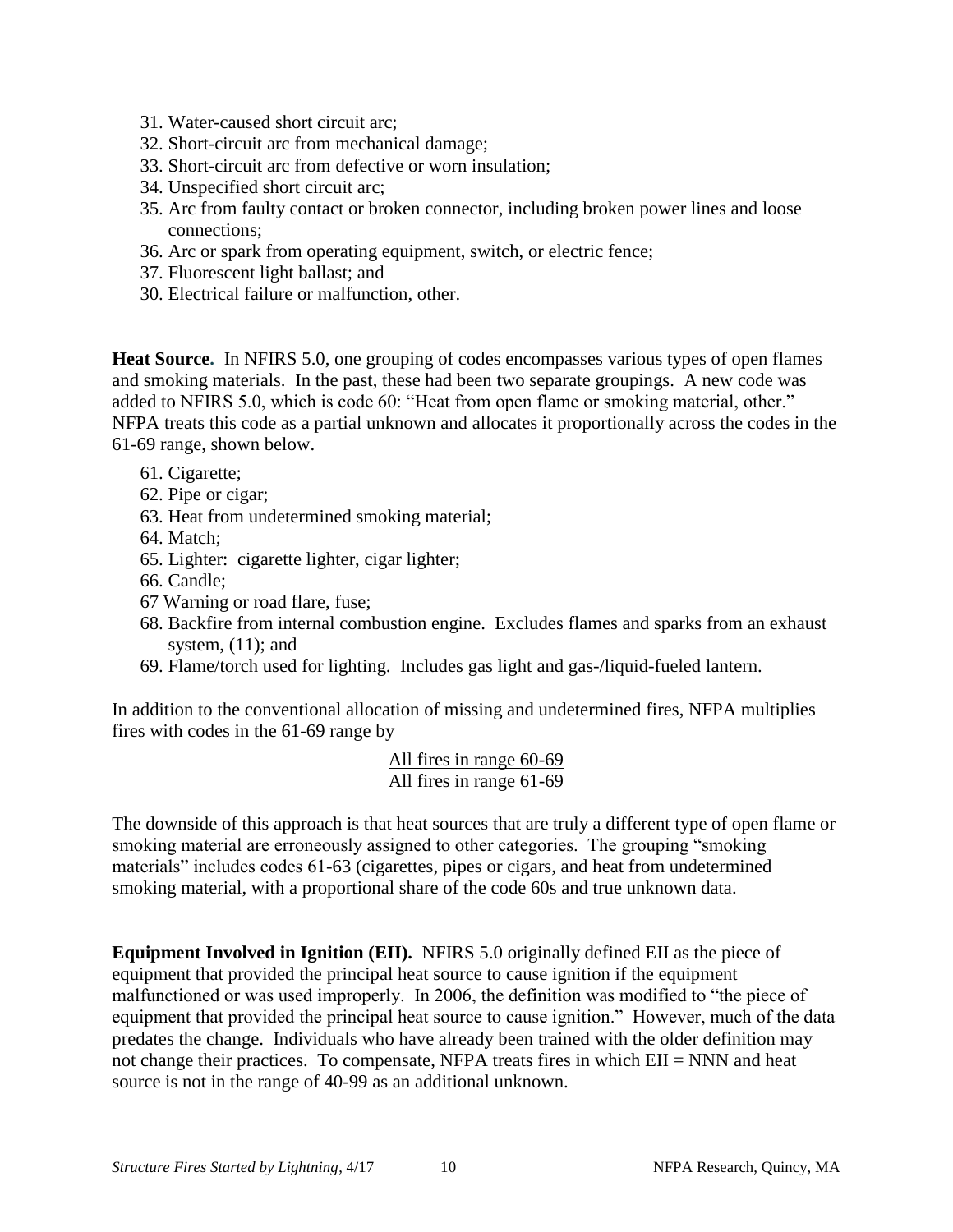31. Water-caused short circuit arc;
32. Short-circuit arc from mechanical damage;
33. Short-circuit arc from defective or worn insulation;
34. Unspecified short circuit arc;
35. Arc from faulty contact or broken connector, including broken power lines and loose connections;
36. Arc or spark from operating equipment, switch, or electric fence;
37. Fluorescent light ballast; and
30. Electrical failure or malfunction, other.

**Heat Source.** In NFIRS 5.0, one grouping of codes encompasses various types of open flames and smoking materials. In the past, these had been two separate groupings. A new code was added to NFIRS 5.0, which is code 60: "Heat from open flame or smoking material, other." NFPA treats this code as a partial unknown and allocates it proportionally across the codes in the 61-69 range, shown below.

61. Cigarette;
62. Pipe or cigar;
63. Heat from undetermined smoking material;
64. Match;
65. Lighter: cigarette lighter, cigar lighter;
66. Candle;
67 Warning or road flare, fuse;
68. Backfire from internal combustion engine. Excludes flames and sparks from an exhaust system, (11); and
69. Flame/torch used for lighting. Includes gas light and gas-/liquid-fueled lantern.

In addition to the conventional allocation of missing and undetermined fires, NFPA multiplies fires with codes in the 61-69 range by

$$\frac{\text{All fires in range 60-69}}{\text{All fires in range 61-69}}$$

The downside of this approach is that heat sources that are truly a different type of open flame or smoking material are erroneously assigned to other categories. The grouping "smoking materials" includes codes 61-63 (cigarettes, pipes or cigars, and heat from undetermined smoking material, with a proportional share of the code 60s and true unknown data.

**Equipment Involved in Ignition (EII).** NFIRS 5.0 originally defined EII as the piece of equipment that provided the principal heat source to cause ignition if the equipment malfunctioned or was used improperly. In 2006, the definition was modified to "the piece of equipment that provided the principal heat source to cause ignition." However, much of the data predates the change. Individuals who have already been trained with the older definition may not change their practices. To compensate, NFPA treats fires in which EII = NNN and heat source is not in the range of 40-99 as an additional unknown.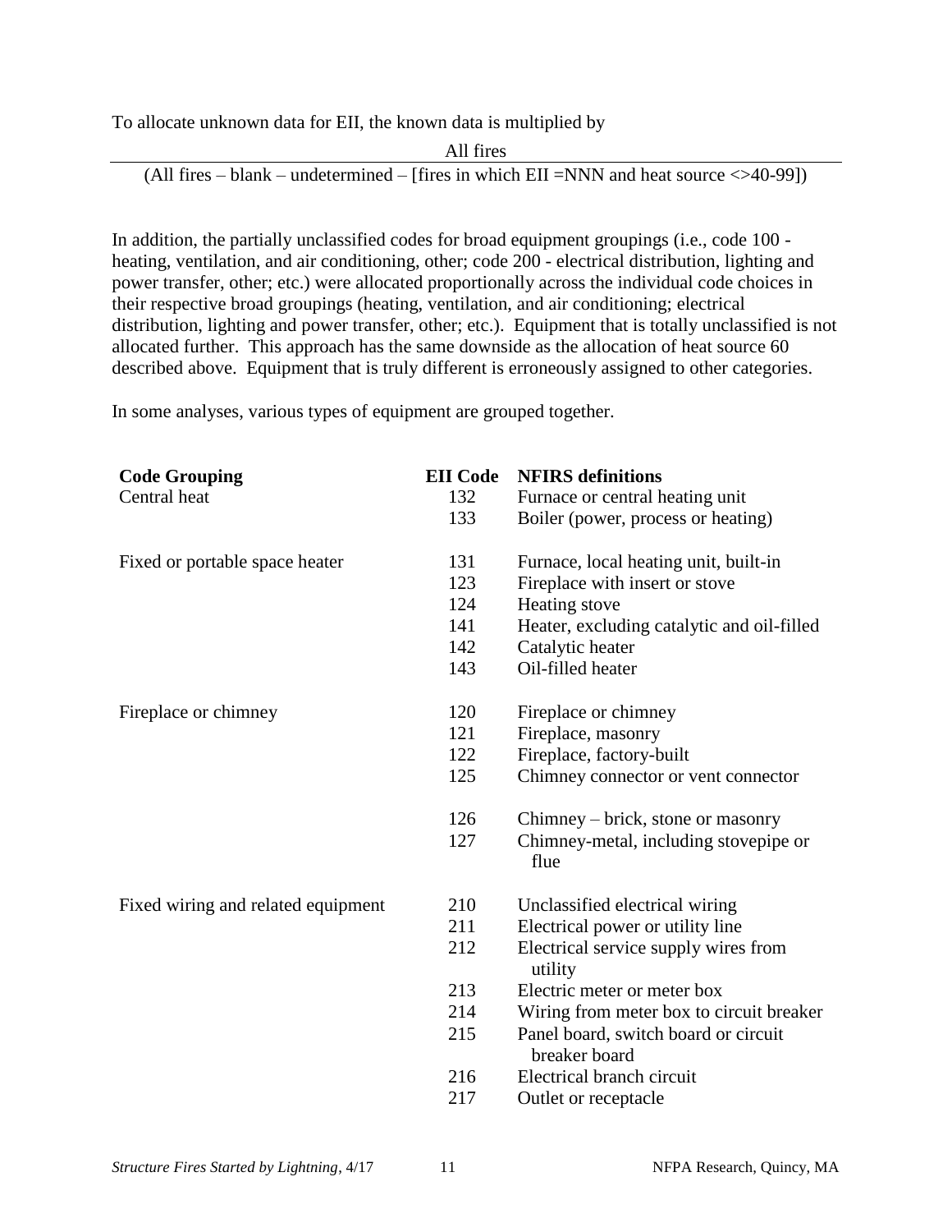To allocate unknown data for EII, the known data is multiplied by

$$\frac{\text{All fires}}{\text{(All fires – blank – undetermined – [fires in which EII =NNN and heat source <>40-99])}}$$

In addition, the partially unclassified codes for broad equipment groupings (i.e., code 100 - heating, ventilation, and air conditioning, other; code 200 - electrical distribution, lighting and power transfer, other; etc.) were allocated proportionally across the individual code choices in their respective broad groupings (heating, ventilation, and air conditioning; electrical distribution, lighting and power transfer, other; etc.). Equipment that is totally unclassified is not allocated further. This approach has the same downside as the allocation of heat source 60 described above. Equipment that is truly different is erroneously assigned to other categories.

In some analyses, various types of equipment are grouped together.

| Code Grouping | EII Code | NFIRS definitions |
|---|---|---|
| Central heat | 132 | Furnace or central heating unit |
| | 133 | Boiler (power, process or heating) |
| Fixed or portable space heater | 131 | Furnace, local heating unit, built-in |
| | 123 | Fireplace with insert or stove |
| | 124 | Heating stove |
| | 141 | Heater, excluding catalytic and oil-filled |
| | 142 | Catalytic heater |
| | 143 | Oil-filled heater |
| Fireplace or chimney | 120 | Fireplace or chimney |
| | 121 | Fireplace, masonry |
| | 122 | Fireplace, factory-built |
| | 125 | Chimney connector or vent connector |
| | 126 | Chimney – brick, stone or masonry |
| | 127 | Chimney-metal, including stovepipe or flue |
| Fixed wiring and related equipment | 210 | Unclassified electrical wiring |
| | 211 | Electrical power or utility line |
| | 212 | Electrical service supply wires from utility |
| | 213 | Electric meter or meter box |
| | 214 | Wiring from meter box to circuit breaker |
| | 215 | Panel board, switch board or circuit breaker board |
| | 216 | Electrical branch circuit |
| | 217 | Outlet or receptacle |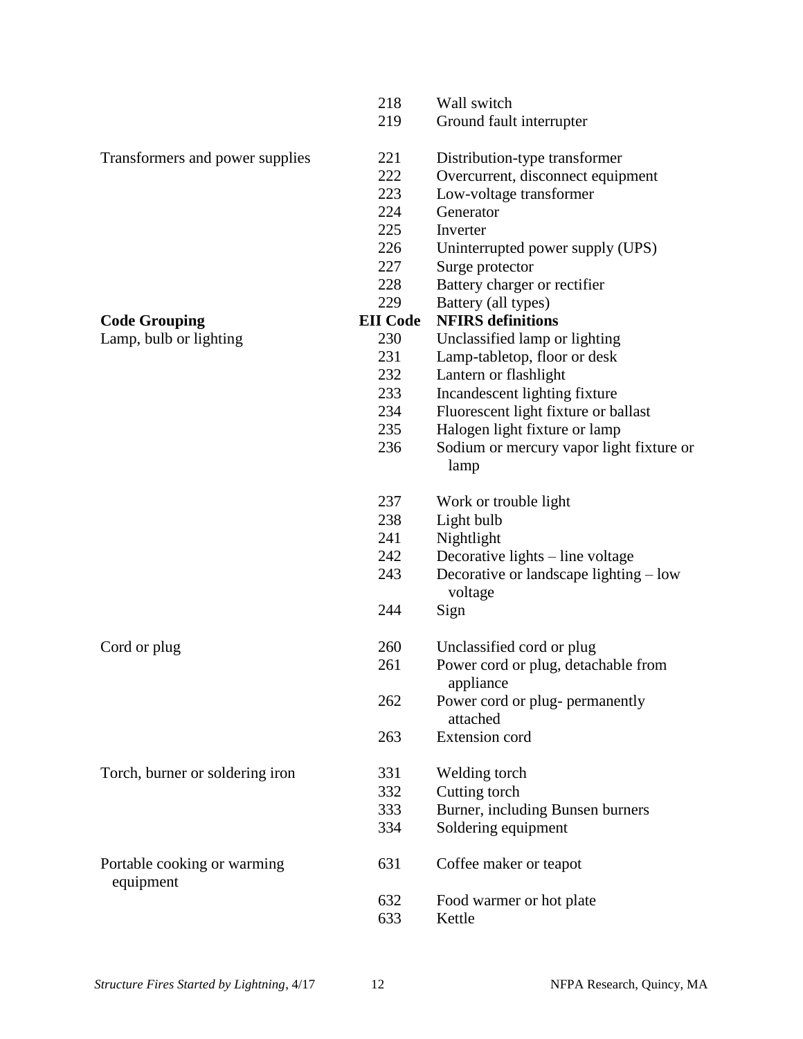| Code Grouping | EII Code | NFIRS definitions |
|---|---|---|
| | 218 | Wall switch |
| | 219 | Ground fault interrupter |
| Transformers and power supplies | 221 | Distribution-type transformer |
| | 222 | Overcurrent, disconnect equipment |
| | 223 | Low-voltage transformer |
| | 224 | Generator |
| | 225 | Inverter |
| | 226 | Uninterrupted power supply (UPS) |
| | 227 | Surge protector |
| | 228 | Battery charger or rectifier |
| | 229 | Battery (all types) |
| Lamp, bulb or lighting | 230 | Unclassified lamp or lighting |
| | 231 | Lamp-tabletop, floor or desk |
| | 232 | Lantern or flashlight |
| | 233 | Incandescent lighting fixture |
| | 234 | Fluorescent light fixture or ballast |
| | 235 | Halogen light fixture or lamp |
| | 236 | Sodium or mercury vapor light fixture or lamp |
| | 237 | Work or trouble light |
| | 238 | Light bulb |
| | 241 | Nightlight |
| | 242 | Decorative lights – line voltage |
| | 243 | Decorative or landscape lighting – low voltage |
| | 244 | Sign |
| Cord or plug | 260 | Unclassified cord or plug |
| | 261 | Power cord or plug, detachable from appliance |
| | 262 | Power cord or plug- permanently attached |
| | 263 | Extension cord |
| Torch, burner or soldering iron | 331 | Welding torch |
| | 332 | Cutting torch |
| | 333 | Burner, including Bunsen burners |
| | 334 | Soldering equipment |
| Portable cooking or warming equipment | 631 | Coffee maker or teapot |
| | 632 | Food warmer or hot plate |
| | 633 | Kettle |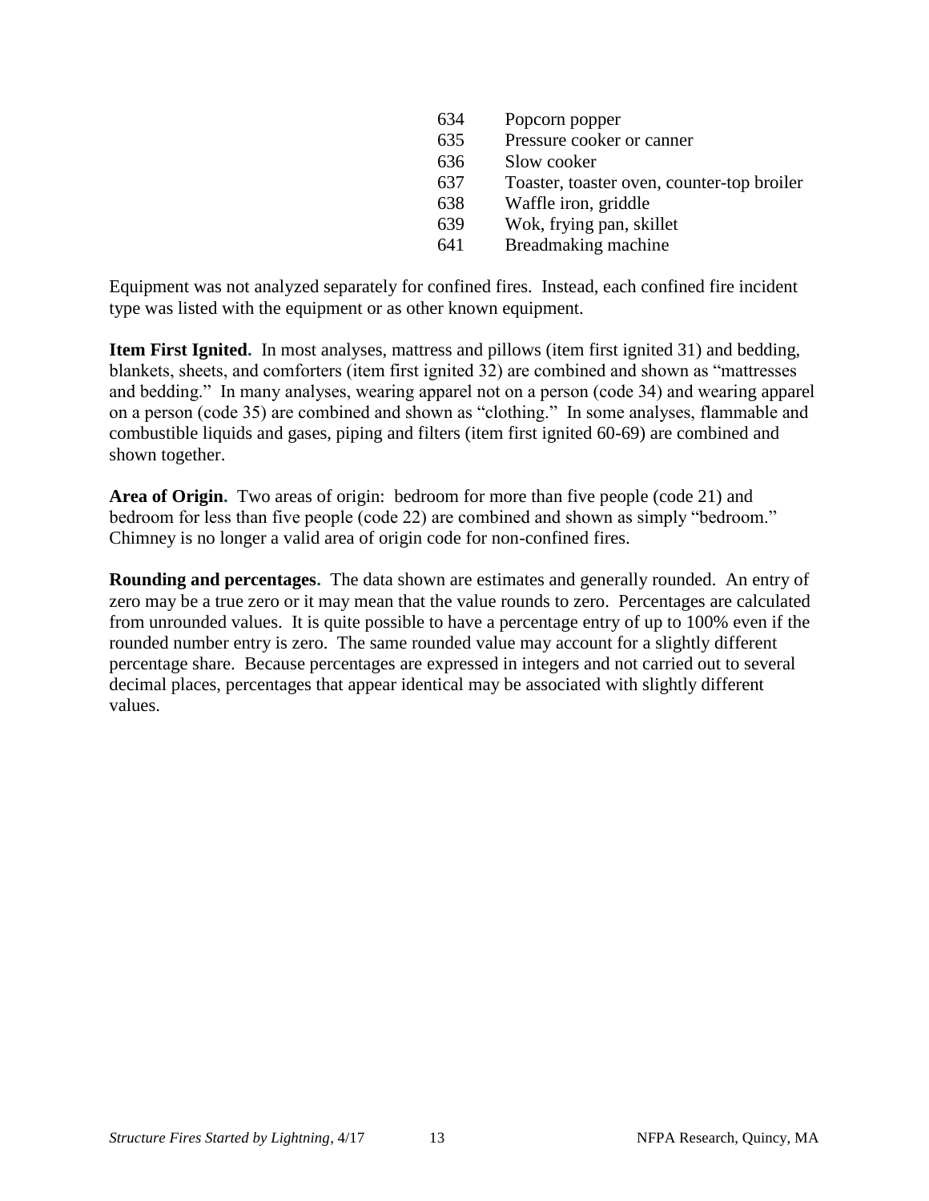| | |
|---|---|
| 634 | Popcorn popper |
| 635 | Pressure cooker or canner |
| 636 | Slow cooker |
| 637 | Toaster, toaster oven, counter-top broiler |
| 638 | Waffle iron, griddle |
| 639 | Wok, frying pan, skillet |
| 641 | Breadmaking machine |

Equipment was not analyzed separately for confined fires. Instead, each confined fire incident type was listed with the equipment or as other known equipment.

**Item First Ignited.** In most analyses, mattress and pillows (item first ignited 31) and bedding, blankets, sheets, and comforters (item first ignited 32) are combined and shown as "mattresses and bedding." In many analyses, wearing apparel not on a person (code 34) and wearing apparel on a person (code 35) are combined and shown as "clothing." In some analyses, flammable and combustible liquids and gases, piping and filters (item first ignited 60-69) are combined and shown together.

**Area of Origin.** Two areas of origin: bedroom for more than five people (code 21) and bedroom for less than five people (code 22) are combined and shown as simply "bedroom." Chimney is no longer a valid area of origin code for non-confined fires.

**Rounding and percentages.** The data shown are estimates and generally rounded. An entry of zero may be a true zero or it may mean that the value rounds to zero. Percentages are calculated from unrounded values. It is quite possible to have a percentage entry of up to 100% even if the rounded number entry is zero. The same rounded value may account for a slightly different percentage share. Because percentages are expressed in integers and not carried out to several decimal places, percentages that appear identical may be associated with slightly different values.